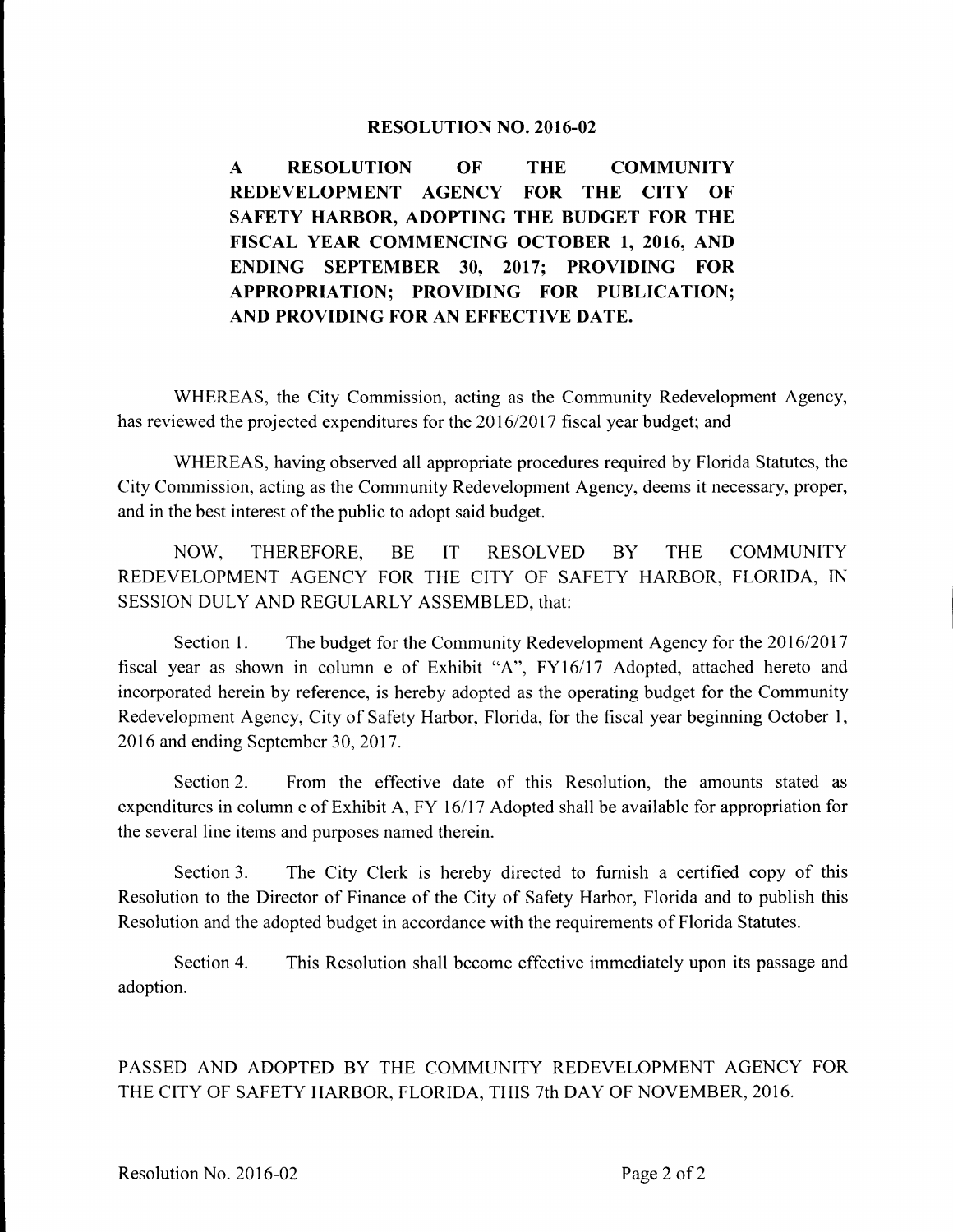# RESOLUTION NO. 2016-02

**A RESOLUTION OF THE COMMUNITY REDEVELOPMENT AGENCY FOR THE CITY OF SAFETY HARBOR, ADOPTING THE BUDGET FOR THE FISCAL YEAR COMMENCING OCTOBER 1, 2016, AND ENDING SEPTEMBER 30, 2017; PROVIDING FOR APPROPRIATION; PROVIDING FOR PUBLICATION; AND PROVIDING FOR AN EFFECTIVE DATE.**

WHEREAS, the City Commission, acting as the Community Redevelopment Agency, has reviewed the projected expenditures for the 2016/2017 fiscal year budget; and

WHEREAS, having observed all appropriate procedures required by Florida Statutes, the City Commission, acting as the Community Redevelopment Agency, deems it necessary, proper, and in the best interest of the public to adopt said budget.

NOW, THEREFORE, BE IT RESOLVED BY THE COMMUNITY REDEVELOPMENT AGENCY FOR THE CITY OF SAFETY HARBOR, FLORIDA, IN SESSION DULY AND REGULARLY ASSEMBLED, that:

Section 1. The budget for the Community Redevelopment Agency for the 2016/2017 fiscal year as shown in column e of Exhibit "A", FY16/17 Adopted, attached hereto and incorporated herein by reference, is hereby adopted as the operating budget for the Community Redevelopment Agency, City of Safety Harbor, Florida, for the fiscal year beginning October 1, 2016 and ending September 30, 2017.

Section 2. From the effective date of this Resolution, the amounts stated as expenditures in column e of Exhibit A, FY 16/17 Adopted shall be available for appropriation for the several line items and purposes named therein.

Section 3. The City Clerk is hereby directed to furnish a certified copy of this Resolution to the Director of Finance of the City of Safety Harbor, Florida and to publish this Resolution and the adopted budget in accordance with the requirements of Florida Statutes.

Section 4. This Resolution shall become effective immediately upon its passage and adoption.

PASSED AND ADOPTED BY THE COMMUNITY REDEVELOPMENT AGENCY FOR THE CITY OF SAFETY HARBOR, FLORIDA, THIS 7th DAY OF NOVEMBER, 2016.

Resolution No. 2016-02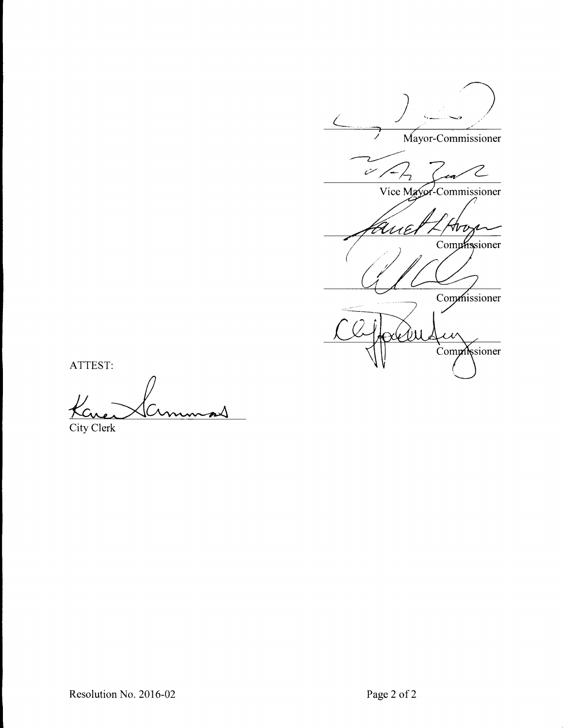Mayor-Commissioner

Vice Mayor-Commissioner

Commissioner

Commissioner

Commissioner

ATTEST:

City Clerk

Resolution No. 2016-02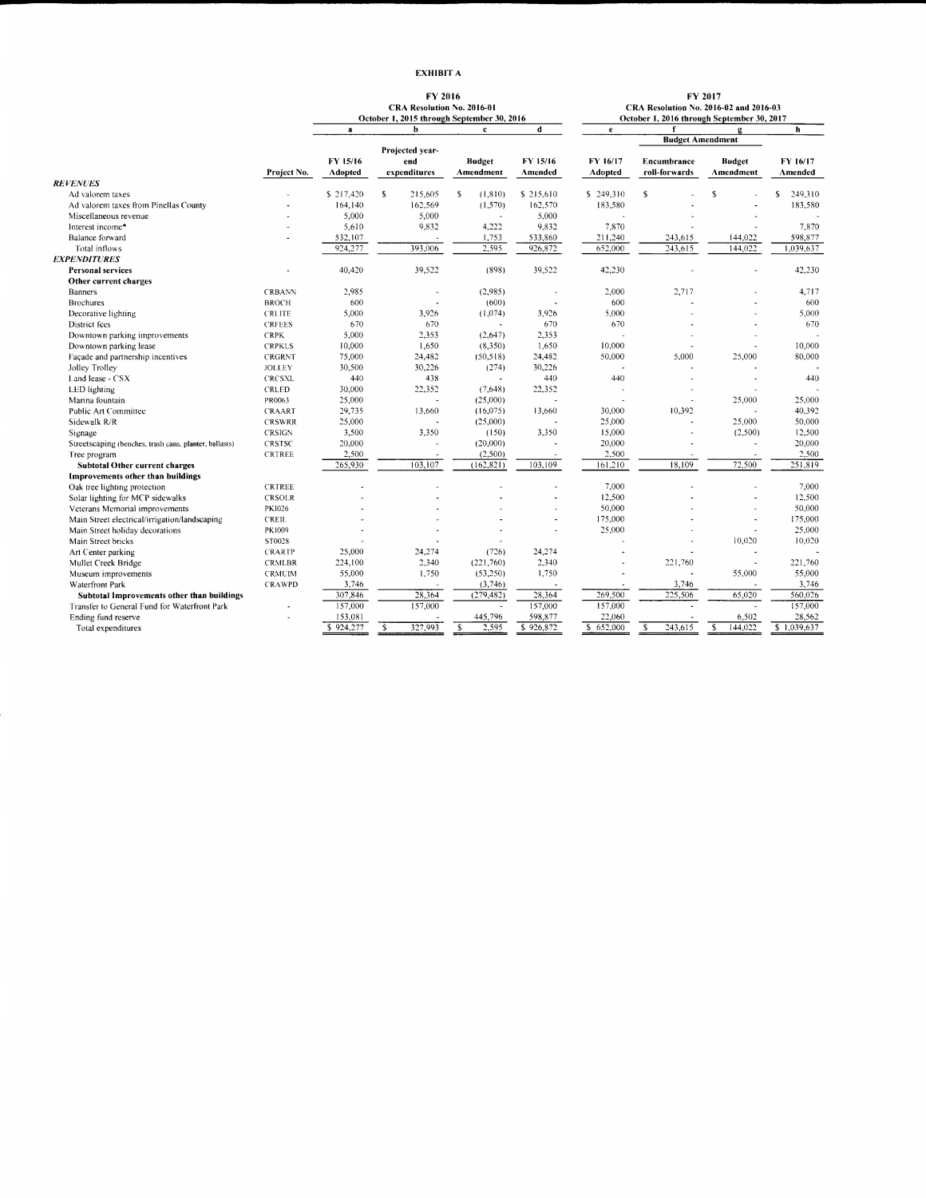# EXHIBIT A

| | | FY 2016<br>CRA Resolution No. 2016-01<br>October 1, 2015 through September 30, 2016 | | | | FY 2017<br>CRA Resolution No. 2016-02 and 2016-03<br>October 1, 2016 through September 30, 2017 | | | |
|---|---|---|---|---|---|---|---|---|---|
| | | a | b | c | d | e | f | g | h |
| | | | | | | | Budget Amendment | | |
| | Project No. | FY 15/16 Adopted | Projected year-end expenditures | Budget Amendment | FY 15/16 Amended | FY 16/17 Adopted | Encumbrance roll-forwards | Budget Amendment | FY 16/17 Amended |
| ***REVENUES*** | | | | | | | | | |
| Ad valorem taxes | - | $ 217,420 | $ 215,605 | $ (1,810) | $ 215,610 | $ 249,310 | $ - | $ - | $ 249,310 |
| Ad valorem taxes from Pinellas County | - | 164,140 | 162,569 | (1,570) | 162,570 | 183,580 | - | - | 183,580 |
| Miscellaneous revenue | - | 5,000 | 5,000 | - | 5,000 | - | - | - | - |
| Interest income* | - | 5,610 | 9,832 | 4,222 | 9,832 | 7,870 | - | - | 7,870 |
| Balance forward | - | 532,107 | - | 1,753 | 533,860 | 211,240 | 243,615 | 144,022 | 598,877 |
| Total inflows | | 924,277 | 393,006 | 2,595 | 926,872 | 652,000 | 243,615 | 144,022 | 1,039,637 |
| ***EXPENDITURES*** | | | | | | | | | |
| **Personal services** | - | 40,420 | 39,522 | (898) | 39,522 | 42,230 | - | - | 42,230 |
| **Other current charges** | | | | | | | | | |
| Banners | CRBANN | 2,985 | - | (2,985) | - | 2,000 | 2,717 | - | 4,717 |
| Brochures | BROCH | 600 | - | (600) | - | 600 | - | - | 600 |
| Decorative lighting | CRLITE | 5,000 | 3,926 | (1,074) | 3,926 | 5,000 | - | - | 5,000 |
| District fees | CRFEES | 670 | 670 | - | 670 | 670 | - | - | 670 |
| Downtown parking improvements | CRPK | 5,000 | 2,353 | (2,647) | 2,353 | - | - | - | - |
| Downtown parking lease | CRPKLS | 10,000 | 1,650 | (8,350) | 1,650 | 10,000 | - | - | 10,000 |
| Façade and partnership incentives | CRGRNT | 75,000 | 24,482 | (50,518) | 24,482 | 50,000 | 5,000 | 25,000 | 80,000 |
| Jolley Trolley | JOLLEY | 30,500 | 30,226 | (274) | 30,226 | - | - | - | - |
| Land lease - CSX | CRCSXL | 440 | 438 | - | 440 | 440 | - | - | 440 |
| LED lighting | CRLED | 30,000 | 22,352 | (7,648) | 22,352 | - | - | - | - |
| Marina fountain | PR0063 | 25,000 | - | (25,000) | - | - | - | 25,000 | 25,000 |
| Public Art Committee | CRAART | 29,735 | 13,660 | (16,075) | 13,660 | 30,000 | 10,392 | - | 40,392 |
| Sidewalk R/R | CRSWRR | 25,000 | - | (25,000) | - | 25,000 | - | 25,000 | 50,000 |
| Signage | CRSIGN | 3,500 | 3,350 | (150) | 3,350 | 15,000 | - | (2,500) | 12,500 |
| Streetscaping (benches, trash cans, planter, ballasts) | CRSTSC | 20,000 | - | (20,000) | - | 20,000 | - | - | 20,000 |
| Tree program | CRTREE | 2,500 | - | (2,500) | - | 2,500 | - | - | 2,500 |
| **Subtotal Other current charges** | | 265,930 | 103,107 | (162,821) | 103,109 | 161,210 | 18,109 | 72,500 | 251,819 |
| **Improvements other than buildings** | | | | | | | | | |
| Oak tree lighting protection | CRTREE | - | - | - | - | 7,000 | - | - | 7,000 |
| Solar lighting for MCP sidewalks | CRSOLR | - | - | - | - | 12,500 | - | - | 12,500 |
| Veterans Memorial improvements | PK1026 | - | - | - | - | 50,000 | - | - | 50,000 |
| Main Street electrical/irrigation/landscaping | CREIL | - | - | - | - | 175,000 | - | - | 175,000 |
| Main Street holiday decorations | PK1009 | - | - | - | - | 25,000 | - | - | 25,000 |
| Main Street bricks | ST0028 | - | - | - | - | - | - | 10,020 | 10,020 |
| Art Center parking | CRARTP | 25,000 | 24,274 | (726) | 24,274 | - | - | - | - |
| Mullet Creek Bridge | CRMLBR | 224,100 | 2,340 | (221,760) | 2,340 | - | 221,760 | - | 221,760 |
| Museum improvements | CRMUIM | 55,000 | 1,750 | (53,250) | 1,750 | - | - | 55,000 | 55,000 |
| Waterfront Park | CRAWPD | 3,746 | - | (3,746) | - | - | 3,746 | - | 3,746 |
| **Subtotal Improvements other than buildings** | | 307,846 | 28,364 | (279,482) | 28,364 | 269,500 | 225,506 | 65,020 | 560,026 |
| Transfer to General Fund for Waterfront Park | - | 157,000 | 157,000 | - | 157,000 | 157,000 | - | - | 157,000 |
| Ending fund reserve | - | 153,081 | - | 445,796 | 598,877 | 22,060 | - | 6,502 | 28,562 |
| Total expenditures | | $ 924,277 | $ 327,993 | $ 2,595 | $ 926,872 | $ 652,000 | $ 243,615 | $ 144,022 | $ 1,039,637 |